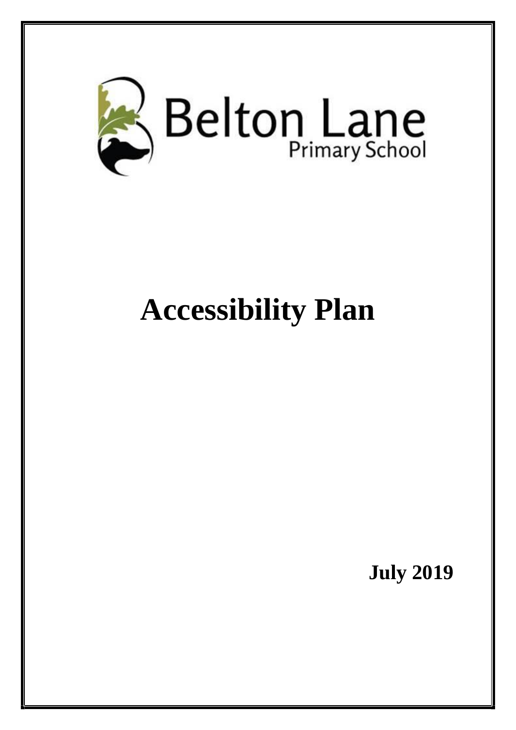Belton Lane
Primary School

# Accessibility Plan

**July 2019**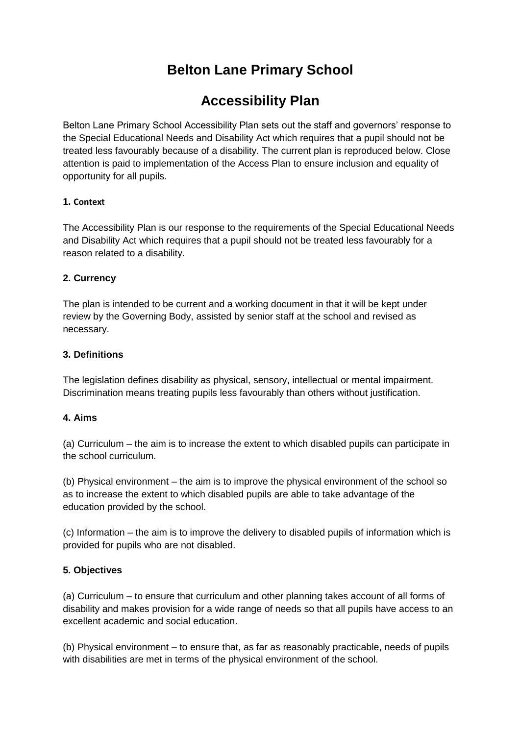# Belton Lane Primary School

# Accessibility Plan

Belton Lane Primary School Accessibility Plan sets out the staff and governors' response to the Special Educational Needs and Disability Act which requires that a pupil should not be treated less favourably because of a disability. The current plan is reproduced below. Close attention is paid to implementation of the Access Plan to ensure inclusion and equality of opportunity for all pupils.

**1. Context**

The Accessibility Plan is our response to the requirements of the Special Educational Needs and Disability Act which requires that a pupil should not be treated less favourably for a reason related to a disability.

**2. Currency**

The plan is intended to be current and a working document in that it will be kept under review by the Governing Body, assisted by senior staff at the school and revised as necessary.

**3. Definitions**

The legislation defines disability as physical, sensory, intellectual or mental impairment. Discrimination means treating pupils less favourably than others without justification.

**4. Aims**

(a) Curriculum – the aim is to increase the extent to which disabled pupils can participate in the school curriculum.

(b) Physical environment – the aim is to improve the physical environment of the school so as to increase the extent to which disabled pupils are able to take advantage of the education provided by the school.

(c) Information – the aim is to improve the delivery to disabled pupils of information which is provided for pupils who are not disabled.

**5. Objectives**

(a) Curriculum – to ensure that curriculum and other planning takes account of all forms of disability and makes provision for a wide range of needs so that all pupils have access to an excellent academic and social education.

(b) Physical environment – to ensure that, as far as reasonably practicable, needs of pupils with disabilities are met in terms of the physical environment of the school.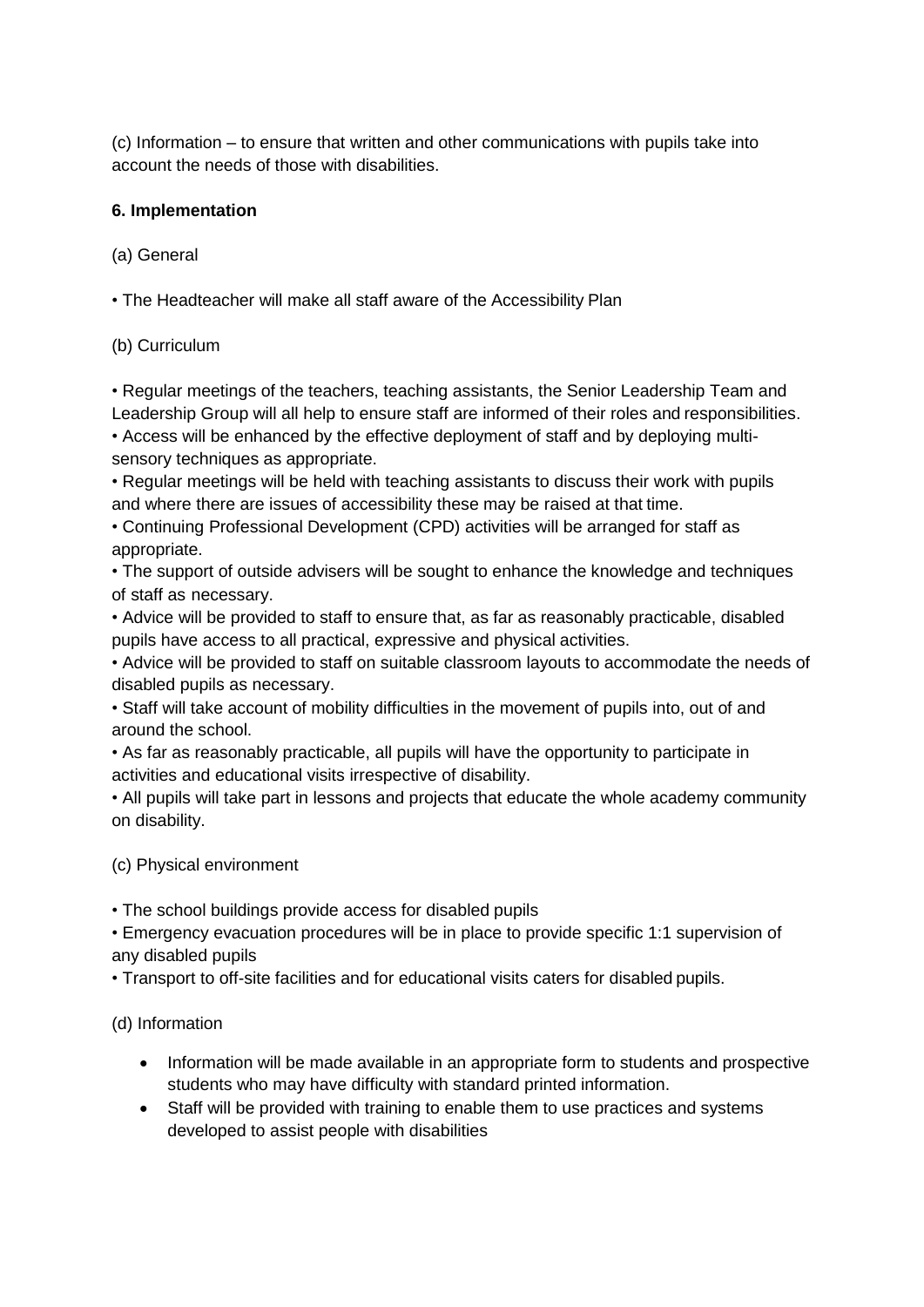(c) Information – to ensure that written and other communications with pupils take into account the needs of those with disabilities.

**6. Implementation**

(a) General

• The Headteacher will make all staff aware of the Accessibility Plan

(b) Curriculum

• Regular meetings of the teachers, teaching assistants, the Senior Leadership Team and Leadership Group will all help to ensure staff are informed of their roles and responsibilities.
• Access will be enhanced by the effective deployment of staff and by deploying multi-sensory techniques as appropriate.
• Regular meetings will be held with teaching assistants to discuss their work with pupils and where there are issues of accessibility these may be raised at that time.
• Continuing Professional Development (CPD) activities will be arranged for staff as appropriate.
• The support of outside advisers will be sought to enhance the knowledge and techniques of staff as necessary.
• Advice will be provided to staff to ensure that, as far as reasonably practicable, disabled pupils have access to all practical, expressive and physical activities.
• Advice will be provided to staff on suitable classroom layouts to accommodate the needs of disabled pupils as necessary.
• Staff will take account of mobility difficulties in the movement of pupils into, out of and around the school.
• As far as reasonably practicable, all pupils will have the opportunity to participate in activities and educational visits irrespective of disability.
• All pupils will take part in lessons and projects that educate the whole academy community on disability.

(c) Physical environment

• The school buildings provide access for disabled pupils
• Emergency evacuation procedures will be in place to provide specific 1:1 supervision of any disabled pupils
• Transport to off-site facilities and for educational visits caters for disabled pupils.

(d) Information

- Information will be made available in an appropriate form to students and prospective students who may have difficulty with standard printed information.
- Staff will be provided with training to enable them to use practices and systems developed to assist people with disabilities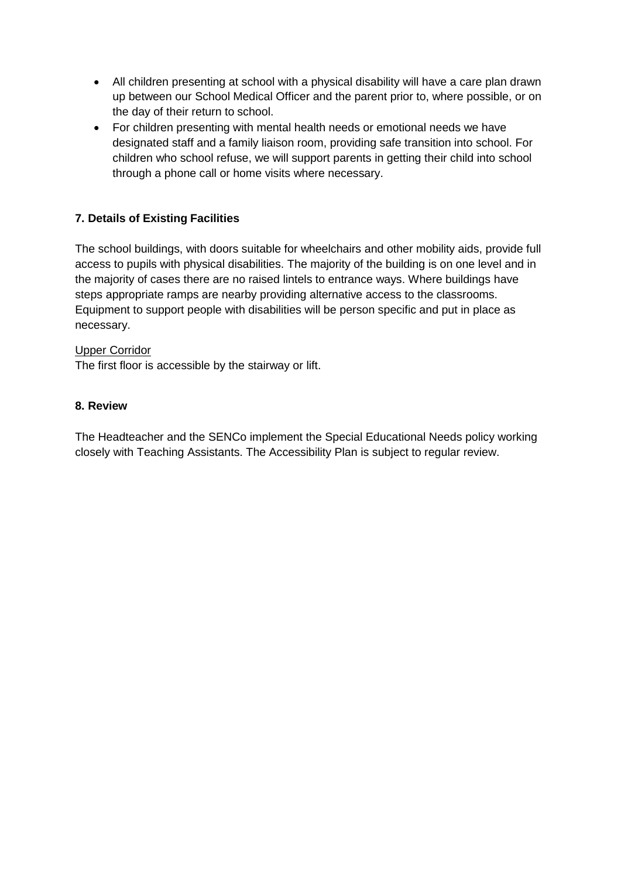- All children presenting at school with a physical disability will have a care plan drawn up between our School Medical Officer and the parent prior to, where possible, or on the day of their return to school.
- For children presenting with mental health needs or emotional needs we have designated staff and a family liaison room, providing safe transition into school. For children who school refuse, we will support parents in getting their child into school through a phone call or home visits where necessary.

**7. Details of Existing Facilities**

The school buildings, with doors suitable for wheelchairs and other mobility aids, provide full access to pupils with physical disabilities. The majority of the building is on one level and in the majority of cases there are no raised lintels to entrance ways. Where buildings have steps appropriate ramps are nearby providing alternative access to the classrooms. Equipment to support people with disabilities will be person specific and put in place as necessary.

<u>Upper Corridor</u>
The first floor is accessible by the stairway or lift.

**8. Review**

The Headteacher and the SENCo implement the Special Educational Needs policy working closely with Teaching Assistants. The Accessibility Plan is subject to regular review.